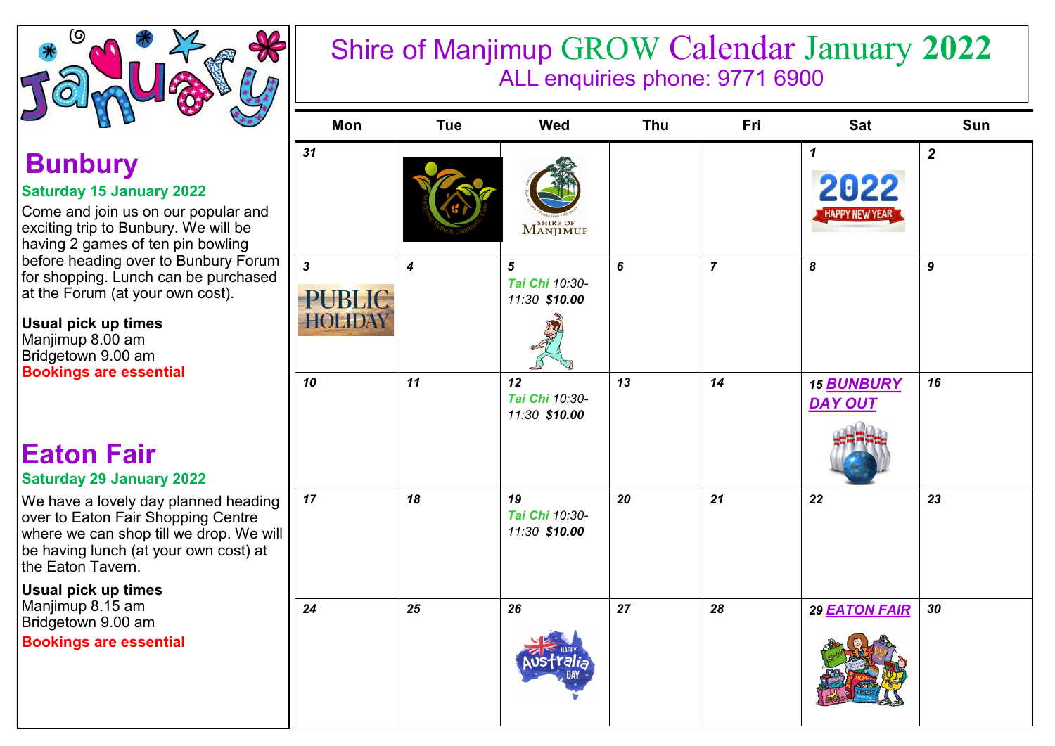# Shire of Manjimup GROW Calendar January 2022

ALL enquiries phone: 9771 6900

## Bunbury

**Saturday 15 January 2022**

Come and join us on our popular and exciting trip to Bunbury. We will be having 2 games of ten pin bowling before heading over to Bunbury Forum for shopping. Lunch can be purchased at the Forum (at your own cost).

**Usual pick up times**
Manjimup 8.00 am
Bridgetown 9.00 am
**Bookings are essential**

## Eaton Fair

**Saturday 29 January 2022**

We have a lovely day planned heading over to Eaton Fair Shopping Centre where we can shop till we drop. We will be having lunch (at your own cost) at the Eaton Tavern.

**Usual pick up times**
Manjimup 8.15 am
Bridgetown 9.00 am
**Bookings are essential**

| Mon | Tue | Wed | Thu | Fri | Sat | Sun |
|---|---|---|---|---|---|---|
| 31 | | | | | 1 2022 HAPPY NEW YEAR | 2 |
| 3 PUBLIC HOLIDAY | 4 | 5 Tai Chi 10:30-11:30 **$10.00** | 6 | 7 | 8 | 9 |
| 10 | 11 | 12 Tai Chi 10:30-11:30 **$10.00** | 13 | 14 | 15 BUNBURY DAY OUT | 16 |
| 17 | 18 | 19 Tai Chi 10:30-11:30 **$10.00** | 20 | 21 | 22 | 23 |
| 24 | 25 | 26 HAPPY Australia DAY | 27 | 28 | 29 EATON FAIR | 30 |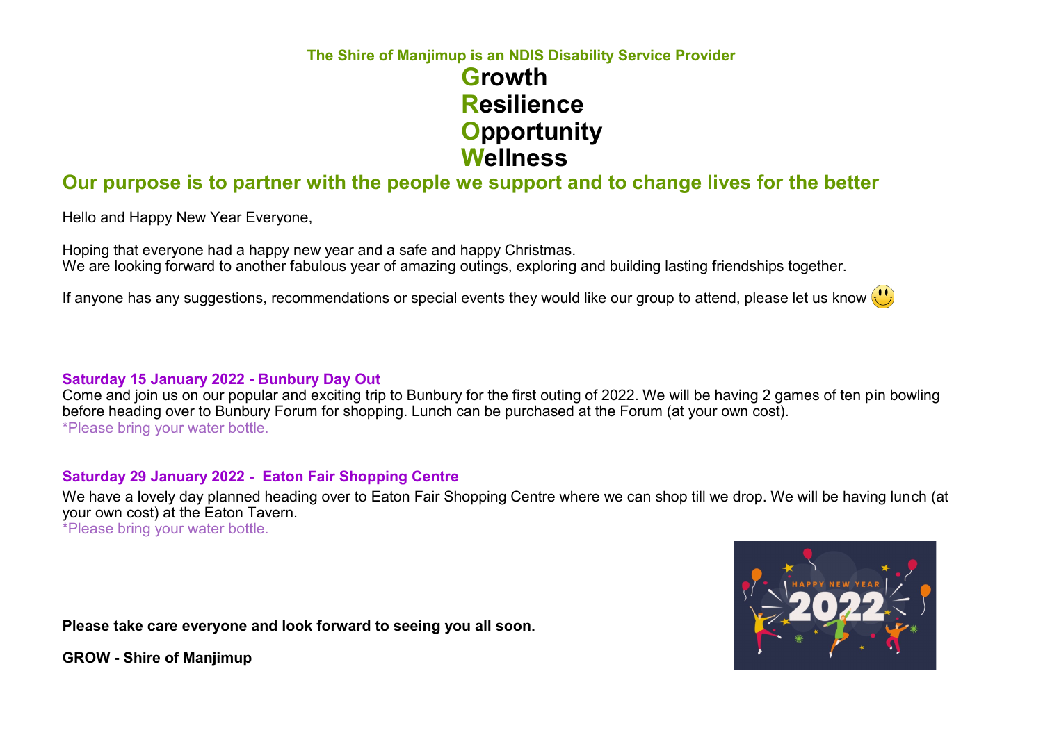**The Shire of Manjimup is an NDIS Disability Service Provider**

**G**rowth
**R**esilience
**O**pportunity
**W**ellness

## Our purpose is to partner with the people we support and to change lives for the better

Hello and Happy New Year Everyone,

Hoping that everyone had a happy new year and a safe and happy Christmas.
We are looking forward to another fabulous year of amazing outings, exploring and building lasting friendships together.

If anyone has any suggestions, recommendations or special events they would like our group to attend, please let us know 🙂

### Saturday 15 January 2022 - Bunbury Day Out

Come and join us on our popular and exciting trip to Bunbury for the first outing of 2022. We will be having 2 games of ten pin bowling before heading over to Bunbury Forum for shopping. Lunch can be purchased at the Forum (at your own cost).
*Please bring your water bottle.

### Saturday 29 January 2022 - Eaton Fair Shopping Centre

We have a lovely day planned heading over to Eaton Fair Shopping Centre where we can shop till we drop. We will be having lunch (at your own cost) at the Eaton Tavern.
*Please bring your water bottle.

**Please take care everyone and look forward to seeing you all soon.**

**GROW - Shire of Manjimup**